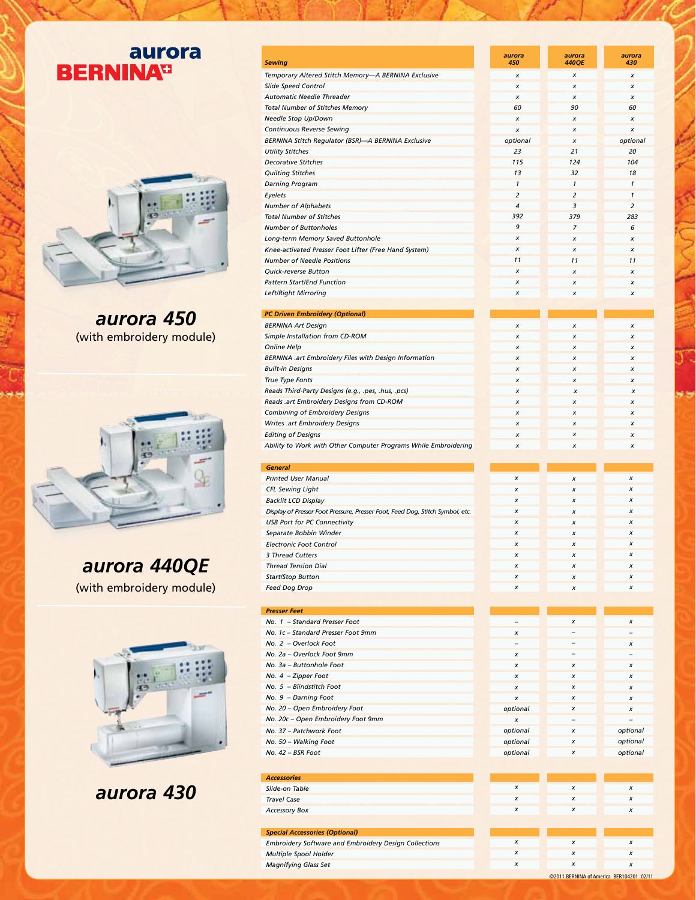# aurora BERNINA

**aurora 450**
(with embroidery module)

**aurora 440QE**
(with embroidery module)

**aurora 430**

| Sewing | aurora 450 | aurora 440QE | aurora 430 |
|---|---|---|---|
| Temporary Altered Stitch Memory—A BERNINA Exclusive | x | x | x |
| Slide Speed Control | x | x | x |
| Automatic Needle Threader | x | x | x |
| Total Number of Stitches Memory | 60 | 90 | 60 |
| Needle Stop Up/Down | x | x | x |
| Continuous Reverse Sewing | x | x | x |
| BERNINA Stitch Regulator (BSR)—A BERNINA Exclusive | optional | x | optional |
| Utility Stitches | 23 | 21 | 20 |
| Decorative Stitches | 115 | 124 | 104 |
| Quilting Stitches | 13 | 32 | 18 |
| Darning Program | 1 | 1 | 1 |
| Eyelets | 2 | 2 | 1 |
| Number of Alphabets | 4 | 3 | 2 |
| Total Number of Stitches | 392 | 379 | 283 |
| Number of Buttonholes | 9 | 7 | 6 |
| Long-term Memory Saved Buttonhole | x | x | x |
| Knee-activated Presser Foot Lifter (Free Hand System) | x | x | x |
| Number of Needle Positions | 11 | 11 | 11 |
| Quick-reverse Button | x | x | x |
| Pattern Start/End Function | x | x | x |
| Left/Right Mirroring | x | x | x |
| **PC Driven Embroidery (Optional)** | | | |
| BERNINA Art Design | x | x | x |
| Simple Installation from CD-ROM | x | x | x |
| Online Help | x | x | x |
| BERNINA .art Embroidery Files with Design Information | x | x | x |
| Built-in Designs | x | x | x |
| True Type Fonts | x | x | x |
| Reads Third-Party Designs (e.g., .pes, .hus, .pcs) | x | x | x |
| Reads .art Embroidery Designs from CD-ROM | x | x | x |
| Combining of Embroidery Designs | x | x | x |
| Writes .art Embroidery Designs | x | x | x |
| Editing of Designs | x | x | x |
| Ability to Work with Other Computer Programs While Embroidering | x | x | x |
| **General** | | | |
| Printed User Manual | x | x | x |
| CFL Sewing Light | x | x | x |
| Backlit LCD Display | x | x | x |
| Display of Presser Foot Pressure, Presser Foot, Feed Dog, Stitch Symbol, etc. | x | x | x |
| USB Port for PC Connectivity | x | x | x |
| Separate Bobbin Winder | x | x | x |
| Electronic Foot Control | x | x | x |
| 3 Thread Cutters | x | x | x |
| Thread Tension Dial | x | x | x |
| Start/Stop Button | x | x | x |
| Feed Dog Drop | x | x | x |
| **Presser Feet** | | | |
| No. 1 – Standard Presser Foot | – | x | x |
| No. 1c – Standard Presser Foot 9mm | x | – | – |
| No. 2 – Overlock Foot | – | – | x |
| No. 2a – Overlock Foot 9mm | x | – | – |
| No. 3a – Buttonhole Foot | x | x | x |
| No. 4 – Zipper Foot | x | x | x |
| No. 5 – Blindstitch Foot | x | x | x |
| No. 9 – Darning Foot | x | x | x |
| No. 20 – Open Embroidery Foot | optional | x | x |
| No. 20c – Open Embroidery Foot 9mm | x | – | – |
| No. 37 – Patchwork Foot | optional | x | optional |
| No. 50 – Walking Foot | optional | x | optional |
| No. 42 – BSR Foot | optional | x | optional |
| **Accessories** | | | |
| Slide-on Table | x | x | x |
| Travel Case | x | x | x |
| Accessory Box | x | x | x |
| **Special Accessories (Optional)** | | | |
| Embroidery Software and Embroidery Design Collections | x | x | x |
| Multiple Spool Holder | x | x | x |
| Magnifying Glass Set | x | x | x |

©2011 BERNINA of America BER104201 02/11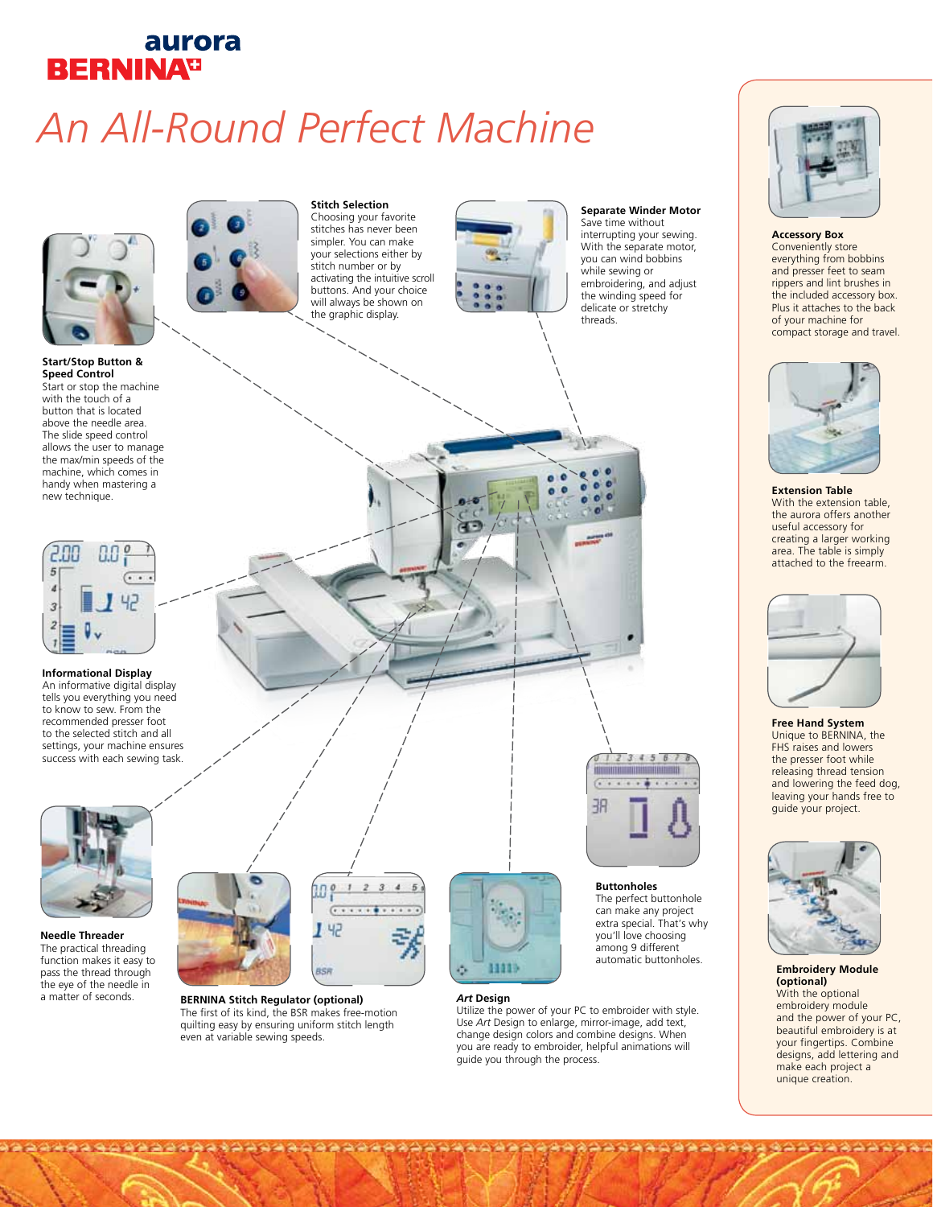aurora
BERNINA

# An All-Round Perfect Machine

### Start/Stop Button & Speed Control

Start or stop the machine with the touch of a button that is located above the needle area. The slide speed control allows the user to manage the max/min speeds of the machine, which comes in handy when mastering a new technique.

### Stitch Selection

Choosing your favorite stitches has never been simpler. You can make your selections either by stitch number or by activating the intuitive scroll buttons. And your choice will always be shown on the graphic display.

### Separate Winder Motor

Save time without interrupting your sewing. With the separate motor, you can wind bobbins while sewing or embroidering, and adjust the winding speed for delicate or stretchy threads.

### Informational Display

An informative digital display tells you everything you need to know to sew. From the recommended presser foot to the selected stitch and all settings, your machine ensures success with each sewing task.

### Needle Threader

The practical threading function makes it easy to pass the thread through the eye of the needle in a matter of seconds.

### BERNINA Stitch Regulator (optional)

The first of its kind, the BSR makes free-motion quilting easy by ensuring uniform stitch length even at variable sewing speeds.

### *Art* Design

Utilize the power of your PC to embroider with style. Use *Art* Design to enlarge, mirror-image, add text, change design colors and combine designs. When you are ready to embroider, helpful animations will guide you through the process.

### Buttonholes

The perfect buttonhole can make any project extra special. That's why you'll love choosing among 9 different automatic buttonholes.

### Accessory Box

Conveniently store everything from bobbins and presser feet to seam rippers and lint brushes in the included accessory box. Plus it attaches to the back of your machine for compact storage and travel.

### Extension Table

With the extension table, the aurora offers another useful accessory for creating a larger working area. The table is simply attached to the freearm.

### Free Hand System

Unique to BERNINA, the FHS raises and lowers the presser foot while releasing thread tension and lowering the feed dog, leaving your hands free to guide your project.

### Embroidery Module (optional)

With the optional embroidery module and the power of your PC, beautiful embroidery is at your fingertips. Combine designs, add lettering and make each project a unique creation.